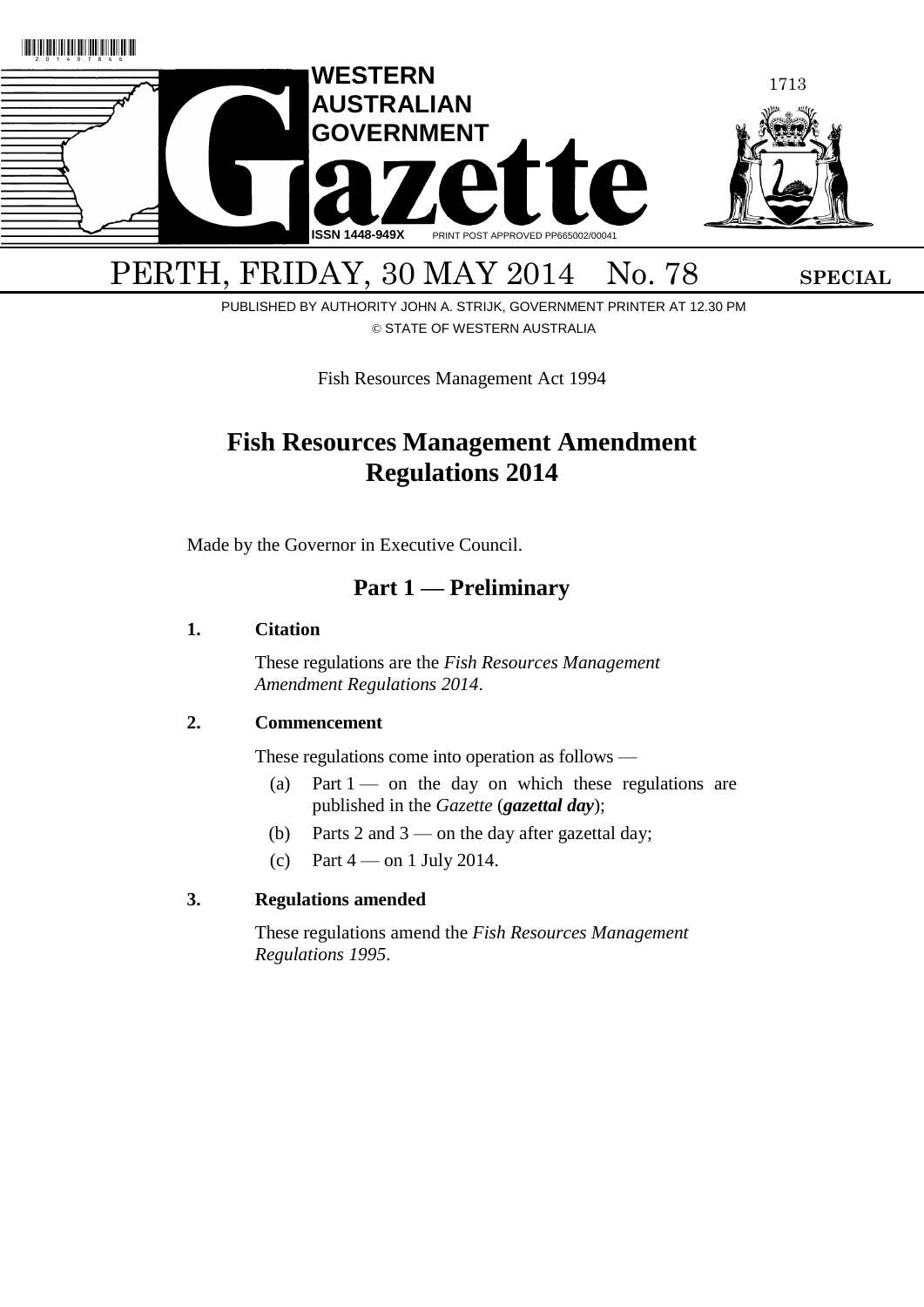# WESTERN AUSTRALIAN GOVERNMENT Gazette

ISSN 1448-949X PRINT POST APPROVED PP665002/00041

PERTH, FRIDAY, 30 MAY 2014 No. 78 **SPECIAL**

PUBLISHED BY AUTHORITY JOHN A. STRIJK, GOVERNMENT PRINTER AT 12.30 PM

© STATE OF WESTERN AUSTRALIA

Fish Resources Management Act 1994

## Fish Resources Management Amendment Regulations 2014

Made by the Governor in Executive Council.

### Part 1 — Preliminary

**1. Citation**

These regulations are the *Fish Resources Management Amendment Regulations 2014*.

**2. Commencement**

These regulations come into operation as follows —

(a) Part 1 — on the day on which these regulations are published in the *Gazette* (***gazettal day***);

(b) Parts 2 and 3 — on the day after gazettal day;

(c) Part 4 — on 1 July 2014.

**3. Regulations amended**

These regulations amend the *Fish Resources Management Regulations 1995*.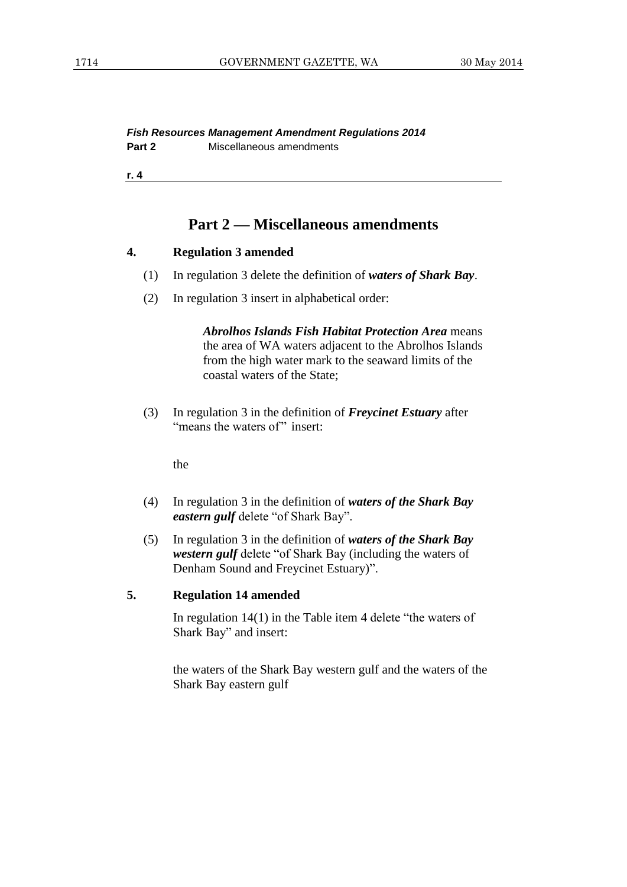*Fish Resources Management Amendment Regulations 2014*
**Part 2** Miscellaneous amendments

**r. 4**

# Part 2 — Miscellaneous amendments

## 4. Regulation 3 amended

(1) In regulation 3 delete the definition of ***waters of Shark Bay***.

(2) In regulation 3 insert in alphabetical order:

> ***Abrolhos Islands Fish Habitat Protection Area*** means the area of WA waters adjacent to the Abrolhos Islands from the high water mark to the seaward limits of the coastal waters of the State;

(3) In regulation 3 in the definition of ***Freycinet Estuary*** after "means the waters of" insert:

> the

(4) In regulation 3 in the definition of ***waters of the Shark Bay eastern gulf*** delete "of Shark Bay".

(5) In regulation 3 in the definition of ***waters of the Shark Bay western gulf*** delete "of Shark Bay (including the waters of Denham Sound and Freycinet Estuary)".

## 5. Regulation 14 amended

In regulation 14(1) in the Table item 4 delete "the waters of Shark Bay" and insert:

> the waters of the Shark Bay western gulf and the waters of the Shark Bay eastern gulf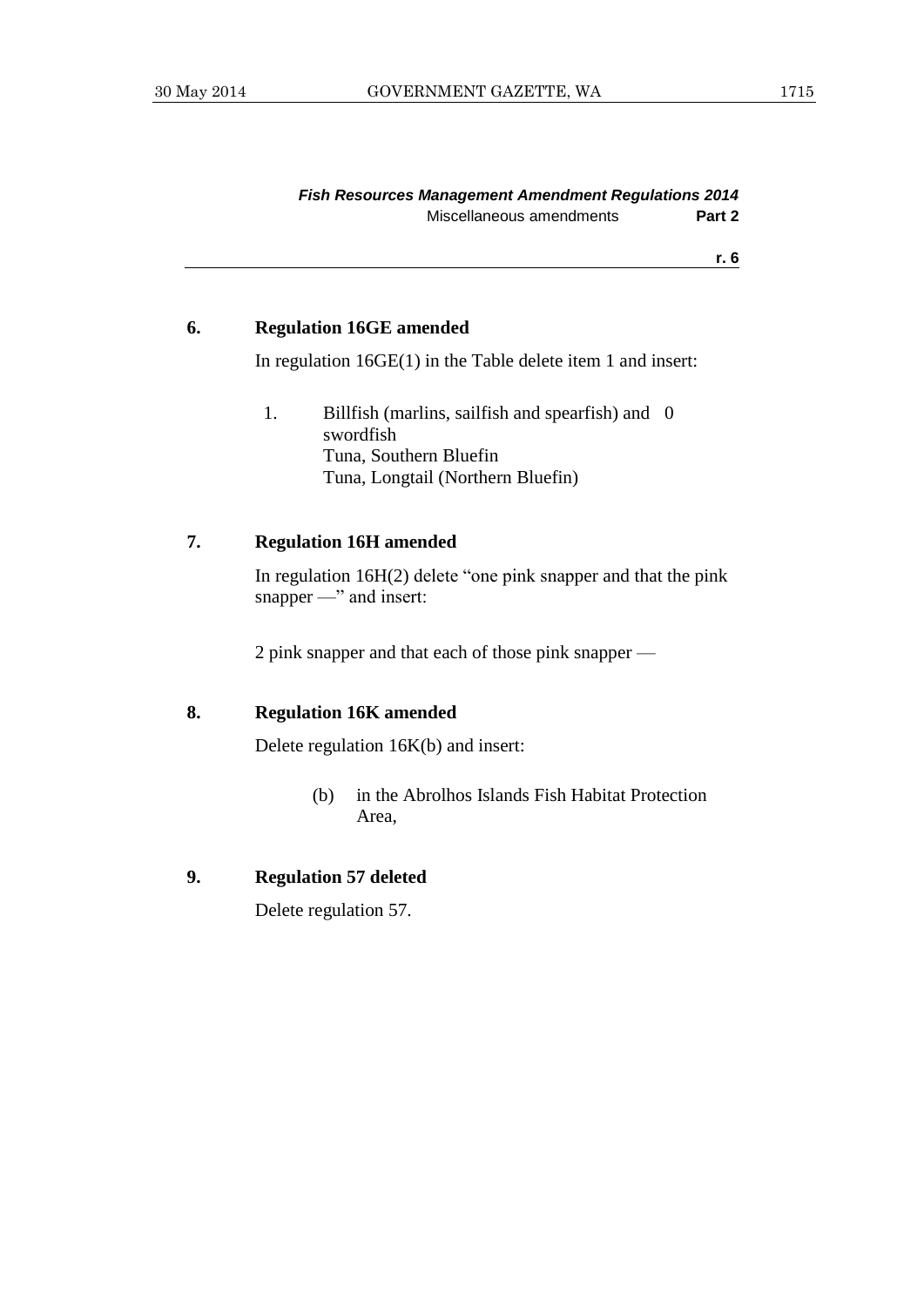## 6. Regulation 16GE amended

In regulation 16GE(1) in the Table delete item 1 and insert:

| | | |
|---|---|---|
| 1. | Billfish (marlins, sailfish and spearfish) and swordfish<br>Tuna, Southern Bluefin<br>Tuna, Longtail (Northern Bluefin) | 0 |

## 7. Regulation 16H amended

In regulation 16H(2) delete "one pink snapper and that the pink snapper —" and insert:

2 pink snapper and that each of those pink snapper —

## 8. Regulation 16K amended

Delete regulation 16K(b) and insert:

(b) in the Abrolhos Islands Fish Habitat Protection Area,

## 9. Regulation 57 deleted

Delete regulation 57.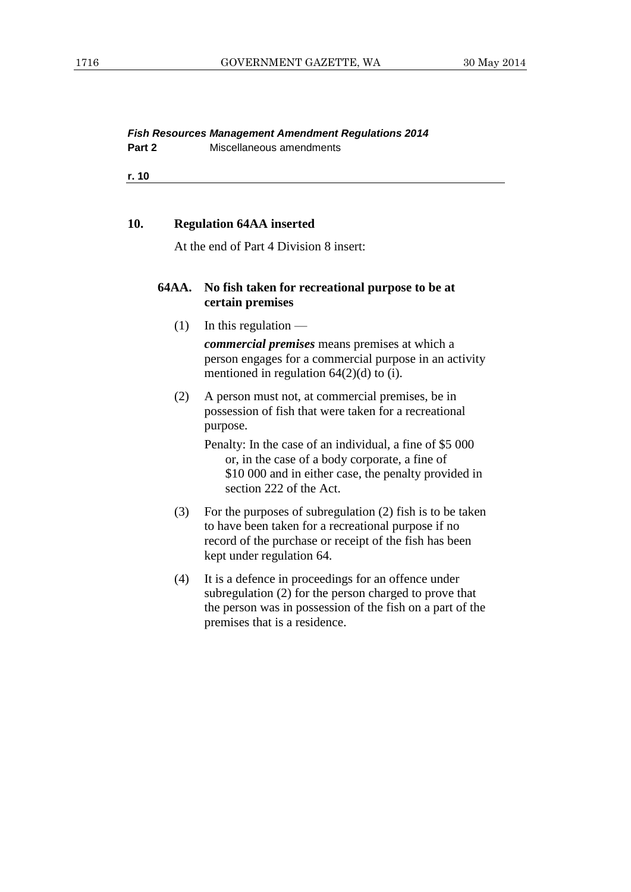**Fish Resources Management Amendment Regulations 2014**
**Part 2** Miscellaneous amendments

**r. 10**

### 10. Regulation 64AA inserted

At the end of Part 4 Division 8 insert:

#### 64AA. No fish taken for recreational purpose to be at certain premises

(1) In this regulation —

***commercial premises*** means premises at which a person engages for a commercial purpose in an activity mentioned in regulation 64(2)(d) to (i).

(2) A person must not, at commercial premises, be in possession of fish that were taken for a recreational purpose.

Penalty: In the case of an individual, a fine of $5 000 or, in the case of a body corporate, a fine of $10 000 and in either case, the penalty provided in section 222 of the Act.

(3) For the purposes of subregulation (2) fish is to be taken to have been taken for a recreational purpose if no record of the purchase or receipt of the fish has been kept under regulation 64.

(4) It is a defence in proceedings for an offence under subregulation (2) for the person charged to prove that the person was in possession of the fish on a part of the premises that is a residence.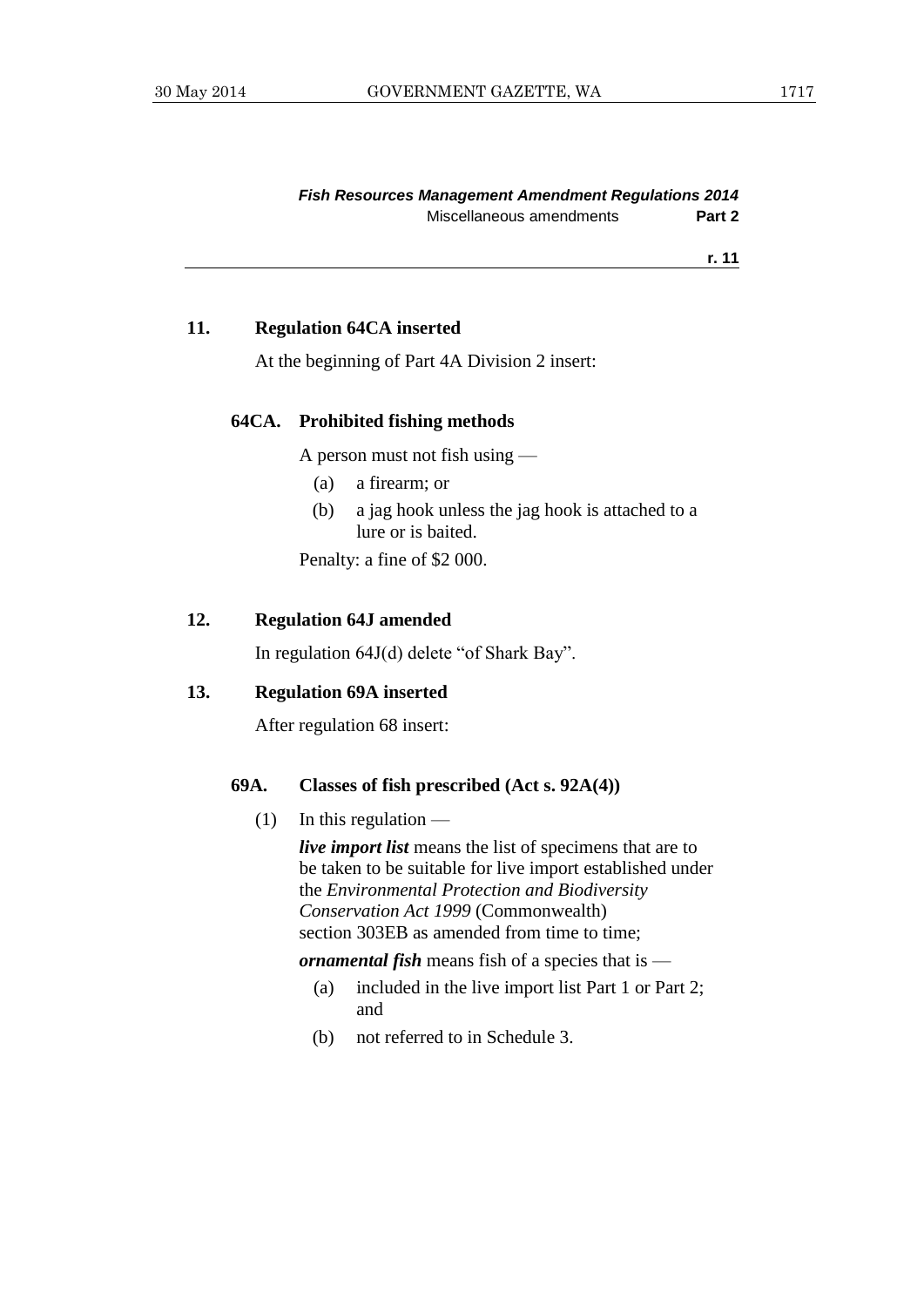**11. Regulation 64CA inserted**

At the beginning of Part 4A Division 2 insert:

**64CA. Prohibited fishing methods**

A person must not fish using —

(a) a firearm; or

(b) a jag hook unless the jag hook is attached to a lure or is baited.

Penalty: a fine of $2 000.

**12. Regulation 64J amended**

In regulation 64J(d) delete "of Shark Bay".

**13. Regulation 69A inserted**

After regulation 68 insert:

**69A. Classes of fish prescribed (Act s. 92A(4))**

(1) In this regulation —

***live import list*** means the list of specimens that are to be taken to be suitable for live import established under the *Environmental Protection and Biodiversity Conservation Act 1999* (Commonwealth) section 303EB as amended from time to time;

***ornamental fish*** means fish of a species that is —

(a) included in the live import list Part 1 or Part 2; and

(b) not referred to in Schedule 3.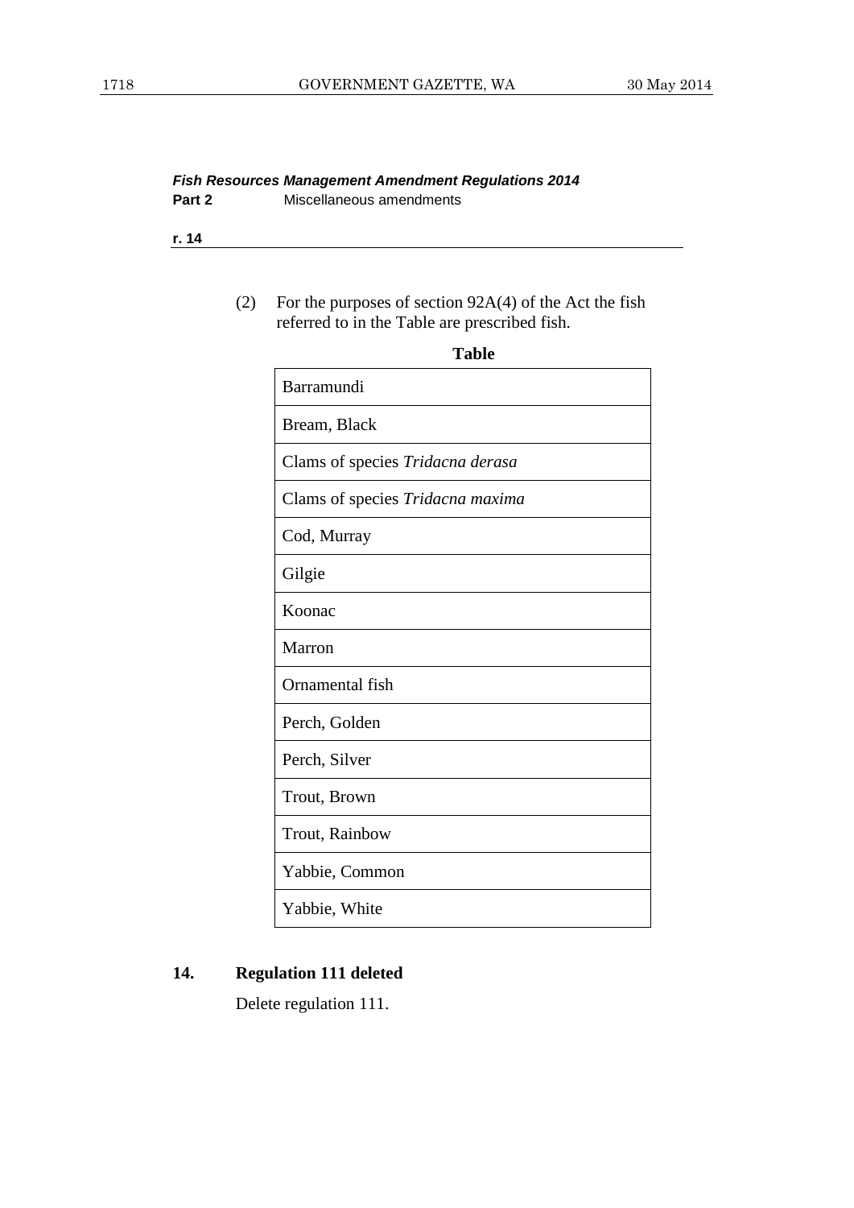*Fish Resources Management Amendment Regulations 2014*
**Part 2** Miscellaneous amendments

**r. 14**

(2) For the purposes of section 92A(4) of the Act the fish referred to in the Table are prescribed fish.

**Table**

| |
|---|
| Barramundi |
| Bream, Black |
| Clams of species *Tridacna derasa* |
| Clams of species *Tridacna maxima* |
| Cod, Murray |
| Gilgie |
| Koonac |
| Marron |
| Ornamental fish |
| Perch, Golden |
| Perch, Silver |
| Trout, Brown |
| Trout, Rainbow |
| Yabbie, Common |
| Yabbie, White |

## 14. Regulation 111 deleted

Delete regulation 111.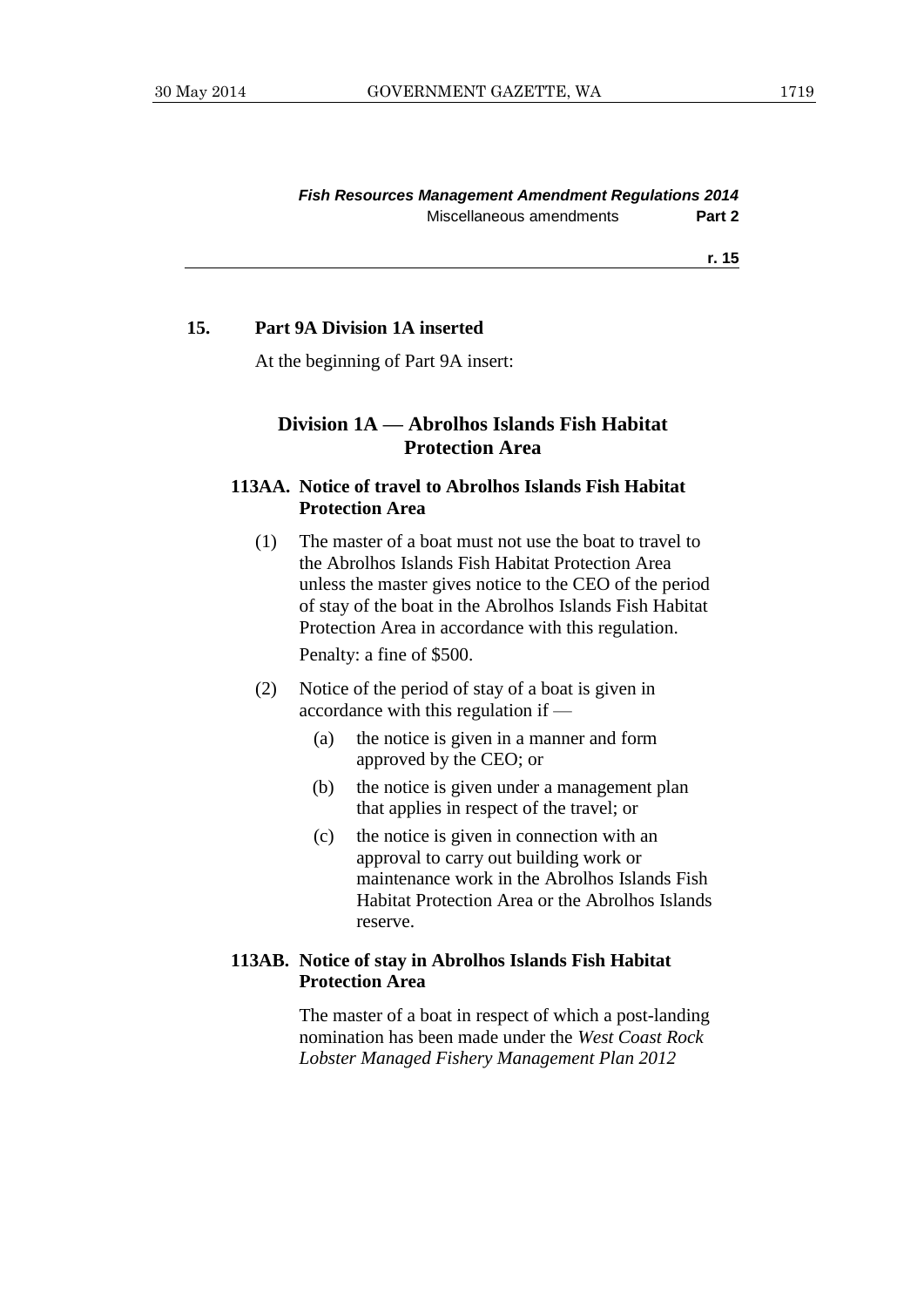**15. Part 9A Division 1A inserted**

At the beginning of Part 9A insert:

## Division 1A — Abrolhos Islands Fish Habitat Protection Area

**113AA. Notice of travel to Abrolhos Islands Fish Habitat Protection Area**

(1) The master of a boat must not use the boat to travel to the Abrolhos Islands Fish Habitat Protection Area unless the master gives notice to the CEO of the period of stay of the boat in the Abrolhos Islands Fish Habitat Protection Area in accordance with this regulation.

Penalty: a fine of $500.

(2) Notice of the period of stay of a boat is given in accordance with this regulation if —

(a) the notice is given in a manner and form approved by the CEO; or

(b) the notice is given under a management plan that applies in respect of the travel; or

(c) the notice is given in connection with an approval to carry out building work or maintenance work in the Abrolhos Islands Fish Habitat Protection Area or the Abrolhos Islands reserve.

**113AB. Notice of stay in Abrolhos Islands Fish Habitat Protection Area**

The master of a boat in respect of which a post-landing nomination has been made under the *West Coast Rock Lobster Managed Fishery Management Plan 2012*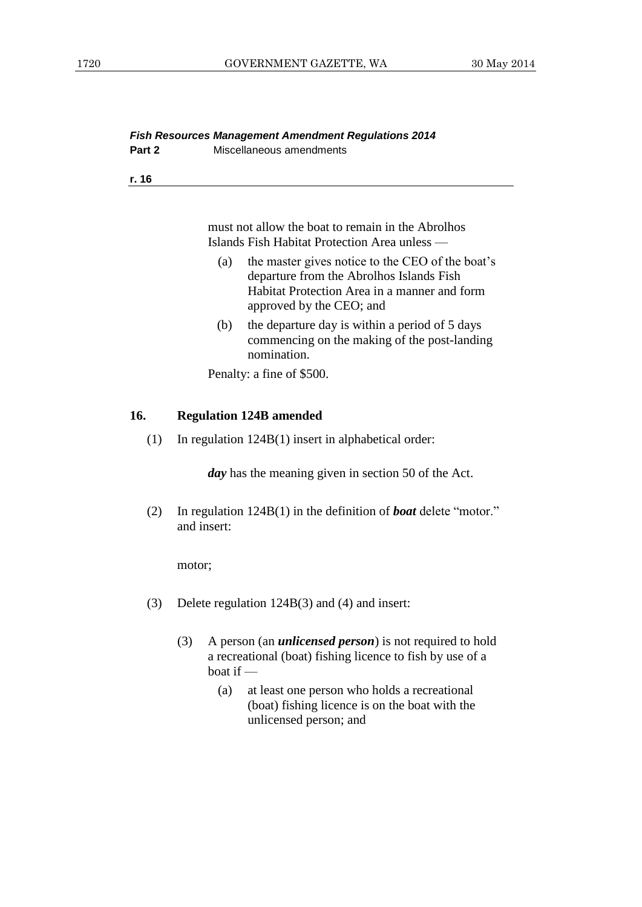must not allow the boat to remain in the Abrolhos Islands Fish Habitat Protection Area unless —

(a) the master gives notice to the CEO of the boat's departure from the Abrolhos Islands Fish Habitat Protection Area in a manner and form approved by the CEO; and

(b) the departure day is within a period of 5 days commencing on the making of the post-landing nomination.

Penalty: a fine of $500.

## 16. Regulation 124B amended

(1) In regulation 124B(1) insert in alphabetical order:

> ***day*** has the meaning given in section 50 of the Act.

(2) In regulation 124B(1) in the definition of ***boat*** delete "motor." and insert:

> motor;

(3) Delete regulation 124B(3) and (4) and insert:

> (3) A person (an ***unlicensed person***) is not required to hold a recreational (boat) fishing licence to fish by use of a boat if —
>
> (a) at least one person who holds a recreational (boat) fishing licence is on the boat with the unlicensed person; and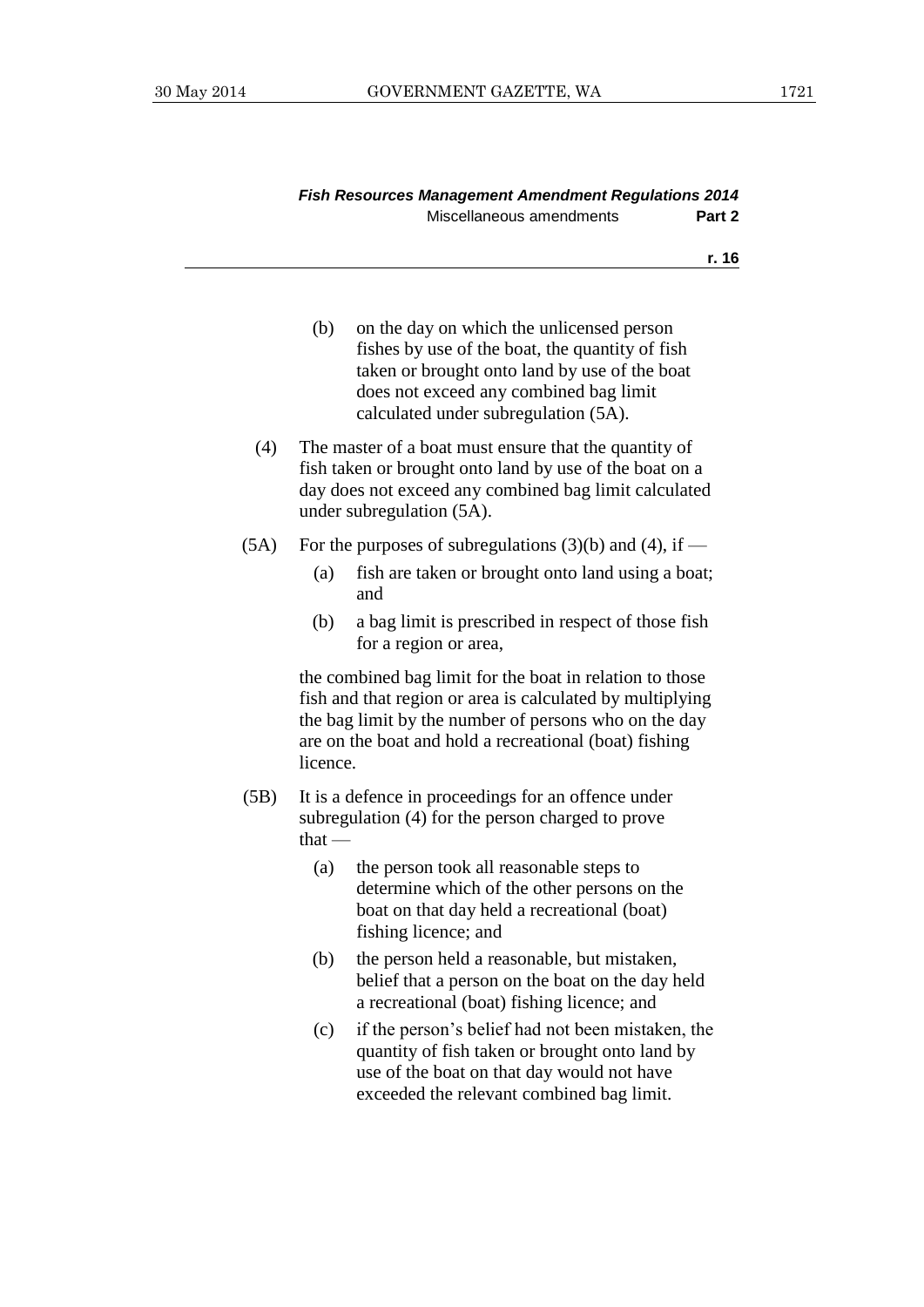(b) on the day on which the unlicensed person fishes by use of the boat, the quantity of fish taken or brought onto land by use of the boat does not exceed any combined bag limit calculated under subregulation (5A).

(4) The master of a boat must ensure that the quantity of fish taken or brought onto land by use of the boat on a day does not exceed any combined bag limit calculated under subregulation (5A).

(5A) For the purposes of subregulations (3)(b) and (4), if —

(a) fish are taken or brought onto land using a boat; and

(b) a bag limit is prescribed in respect of those fish for a region or area,

the combined bag limit for the boat in relation to those fish and that region or area is calculated by multiplying the bag limit by the number of persons who on the day are on the boat and hold a recreational (boat) fishing licence.

(5B) It is a defence in proceedings for an offence under subregulation (4) for the person charged to prove that —

(a) the person took all reasonable steps to determine which of the other persons on the boat on that day held a recreational (boat) fishing licence; and

(b) the person held a reasonable, but mistaken, belief that a person on the boat on the day held a recreational (boat) fishing licence; and

(c) if the person's belief had not been mistaken, the quantity of fish taken or brought onto land by use of the boat on that day would not have exceeded the relevant combined bag limit.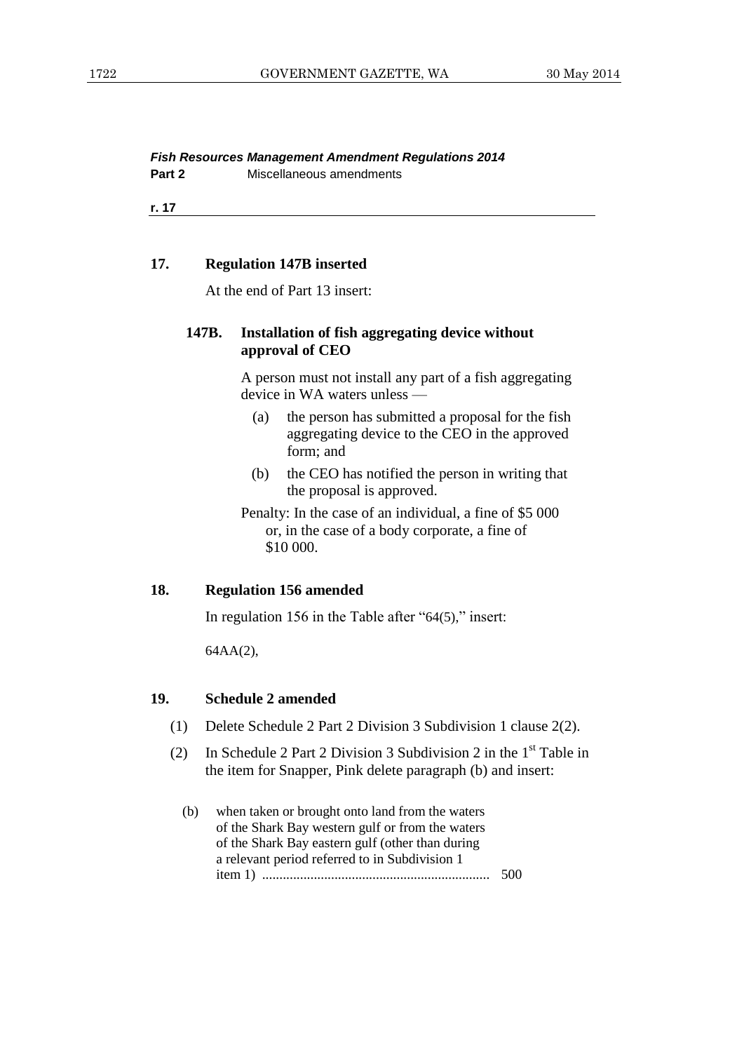*Fish Resources Management Amendment Regulations 2014*

**Part 2** Miscellaneous amendments

**r. 17**

### 17. Regulation 147B inserted

At the end of Part 13 insert:

> **147B. Installation of fish aggregating device without approval of CEO**
>
> A person must not install any part of a fish aggregating device in WA waters unless —
>
> (a) the person has submitted a proposal for the fish aggregating device to the CEO in the approved form; and
>
> (b) the CEO has notified the person in writing that the proposal is approved.
>
> Penalty: In the case of an individual, a fine of \$5 000 or, in the case of a body corporate, a fine of \$10 000.

### 18. Regulation 156 amended

In regulation 156 in the Table after "64(5)," insert:

> 64AA(2),

### 19. Schedule 2 amended

(1) Delete Schedule 2 Part 2 Division 3 Subdivision 1 clause 2(2).

(2) In Schedule 2 Part 2 Division 3 Subdivision 2 in the 1st Table in the item for Snapper, Pink delete paragraph (b) and insert:

> (b) when taken or brought onto land from the waters of the Shark Bay western gulf or from the waters of the Shark Bay eastern gulf (other than during a relevant period referred to in Subdivision 1 item 1) ................................................................ 500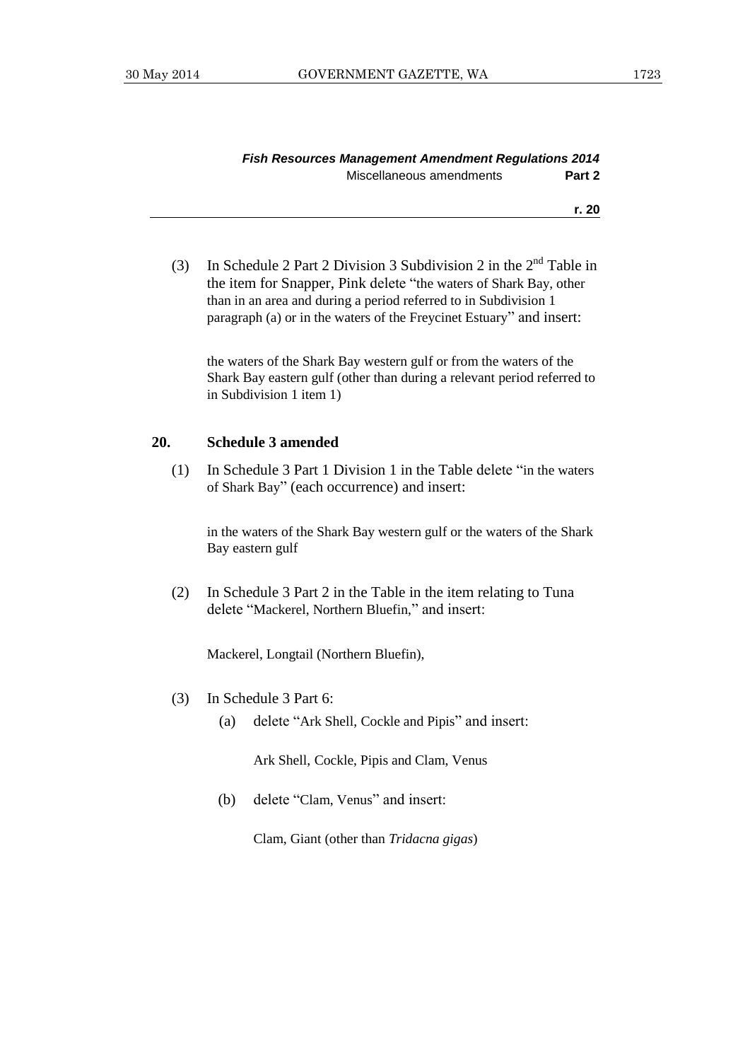(3) In Schedule 2 Part 2 Division 3 Subdivision 2 in the 2nd Table in the item for Snapper, Pink delete "the waters of Shark Bay, other than in an area and during a period referred to in Subdivision 1 paragraph (a) or in the waters of the Freycinet Estuary" and insert:

> the waters of the Shark Bay western gulf or from the waters of the Shark Bay eastern gulf (other than during a relevant period referred to in Subdivision 1 item 1)

## 20. Schedule 3 amended

(1) In Schedule 3 Part 1 Division 1 in the Table delete "in the waters of Shark Bay" (each occurrence) and insert:

> in the waters of the Shark Bay western gulf or the waters of the Shark Bay eastern gulf

(2) In Schedule 3 Part 2 in the Table in the item relating to Tuna delete "Mackerel, Northern Bluefin," and insert:

> Mackerel, Longtail (Northern Bluefin),

(3) In Schedule 3 Part 6:

(a) delete "Ark Shell, Cockle and Pipis" and insert:

> Ark Shell, Cockle, Pipis and Clam, Venus

(b) delete "Clam, Venus" and insert:

> Clam, Giant (other than *Tridacna gigas*)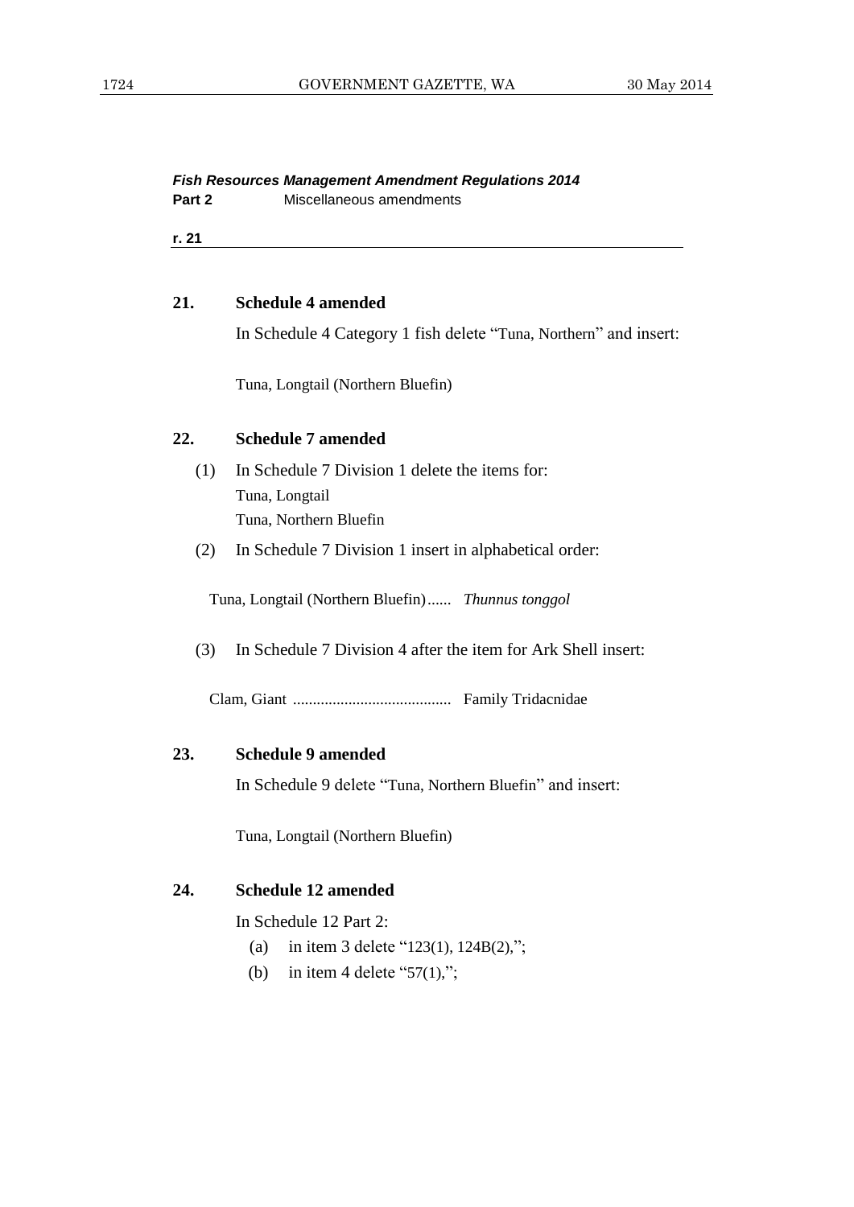*Fish Resources Management Amendment Regulations 2014*
**Part 2** Miscellaneous amendments

**r. 21**

### 21. Schedule 4 amended

In Schedule 4 Category 1 fish delete "Tuna, Northern" and insert:

Tuna, Longtail (Northern Bluefin)

### 22. Schedule 7 amended

(1) In Schedule 7 Division 1 delete the items for:
Tuna, Longtail
Tuna, Northern Bluefin

(2) In Schedule 7 Division 1 insert in alphabetical order:

Tuna, Longtail (Northern Bluefin)...... *Thunnus tonggol*

(3) In Schedule 7 Division 4 after the item for Ark Shell insert:

Clam, Giant ....................................... Family Tridacnidae

### 23. Schedule 9 amended

In Schedule 9 delete "Tuna, Northern Bluefin" and insert:

Tuna, Longtail (Northern Bluefin)

### 24. Schedule 12 amended

In Schedule 12 Part 2:

(a) in item 3 delete "123(1), 124B(2),";

(b) in item 4 delete "57(1),";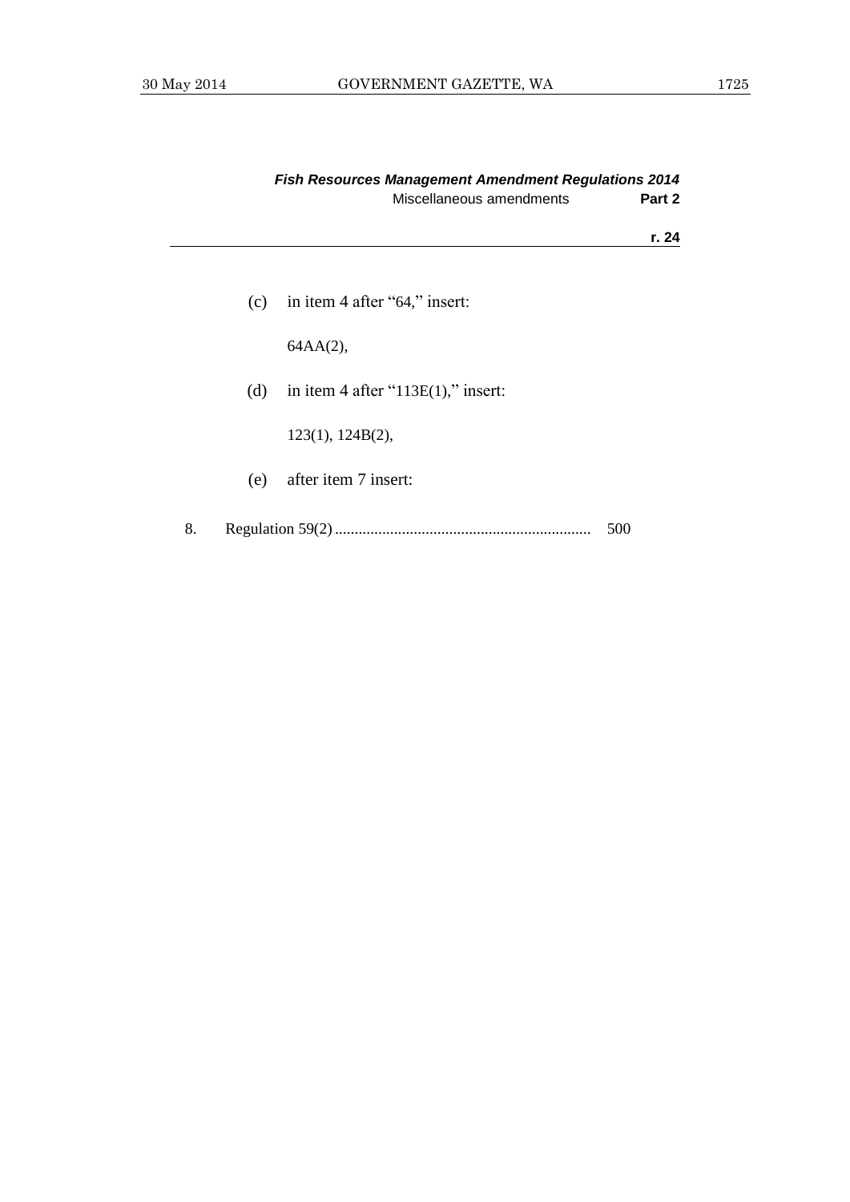(c) in item 4 after "64," insert:

64AA(2),

(d) in item 4 after "113E(1)," insert:

123(1), 124B(2),

(e) after item 7 insert:

| | | |
|---|---|---|
| 8. | Regulation 59(2) ................................................................. | 500 |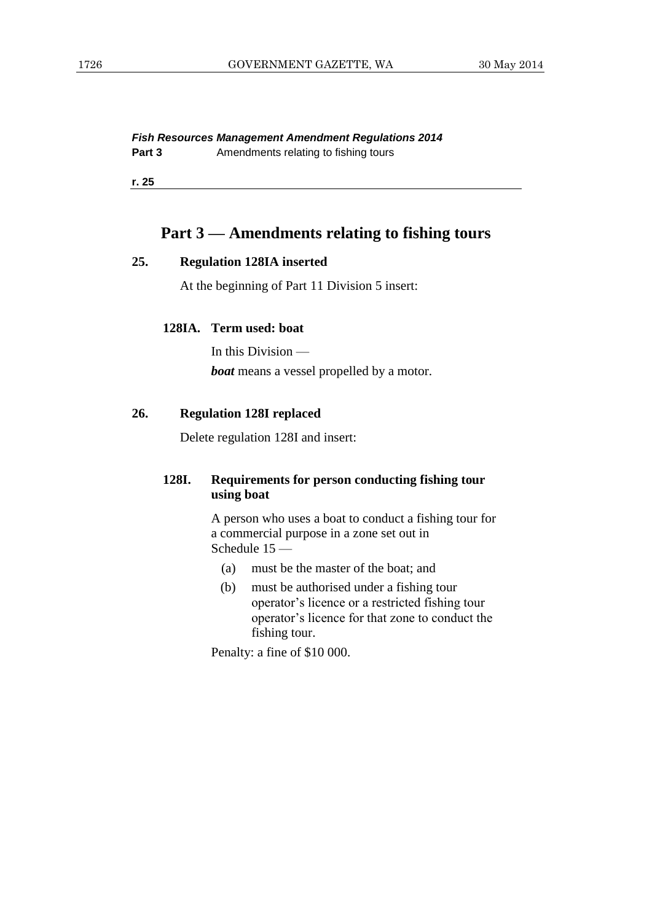## Part 3 — Amendments relating to fishing tours

### 25. Regulation 128IA inserted

At the beginning of Part 11 Division 5 insert:

#### 128IA. Term used: boat

In this Division —

***boat*** means a vessel propelled by a motor.

### 26. Regulation 128I replaced

Delete regulation 128I and insert:

#### 128I. Requirements for person conducting fishing tour using boat

A person who uses a boat to conduct a fishing tour for a commercial purpose in a zone set out in Schedule 15 —

(a) must be the master of the boat; and

(b) must be authorised under a fishing tour operator's licence or a restricted fishing tour operator's licence for that zone to conduct the fishing tour.

Penalty: a fine of $10 000.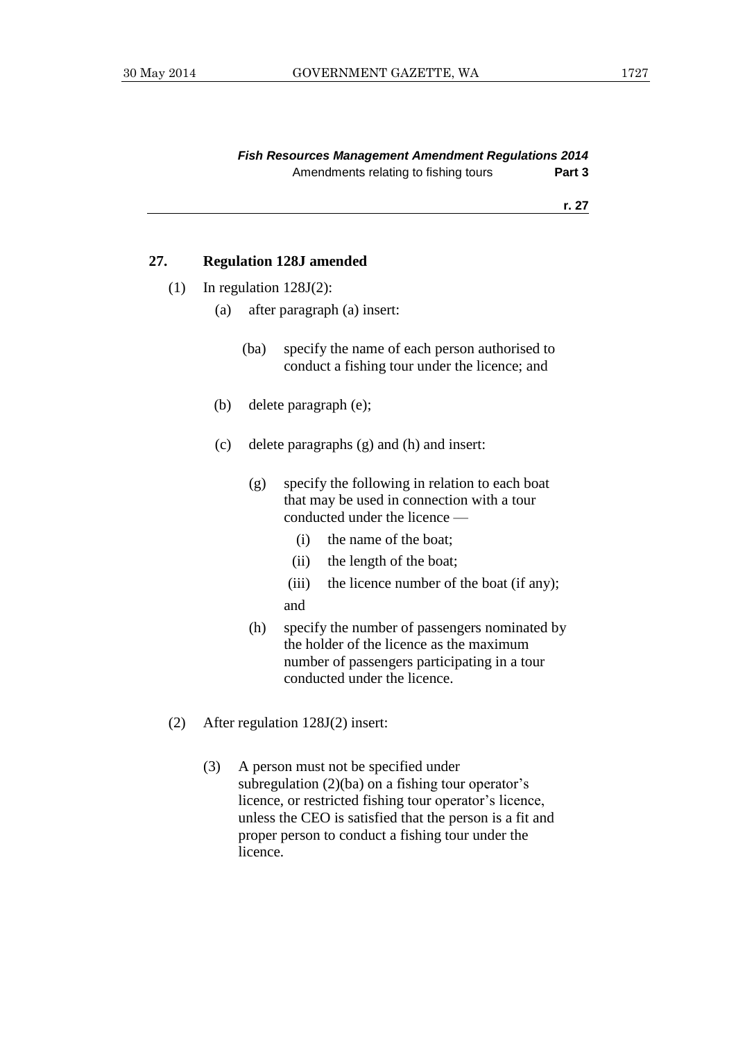## 27. Regulation 128J amended

(1) In regulation 128J(2):

(a) after paragraph (a) insert:

> (ba) specify the name of each person authorised to conduct a fishing tour under the licence; and

(b) delete paragraph (e);

(c) delete paragraphs (g) and (h) and insert:

> (g) specify the following in relation to each boat that may be used in connection with a tour conducted under the licence —
>
> (i) the name of the boat;
>
> (ii) the length of the boat;
>
> (iii) the licence number of the boat (if any);
>
> and
>
> (h) specify the number of passengers nominated by the holder of the licence as the maximum number of passengers participating in a tour conducted under the licence.

(2) After regulation 128J(2) insert:

> (3) A person must not be specified under subregulation (2)(ba) on a fishing tour operator's licence, or restricted fishing tour operator's licence, unless the CEO is satisfied that the person is a fit and proper person to conduct a fishing tour under the licence.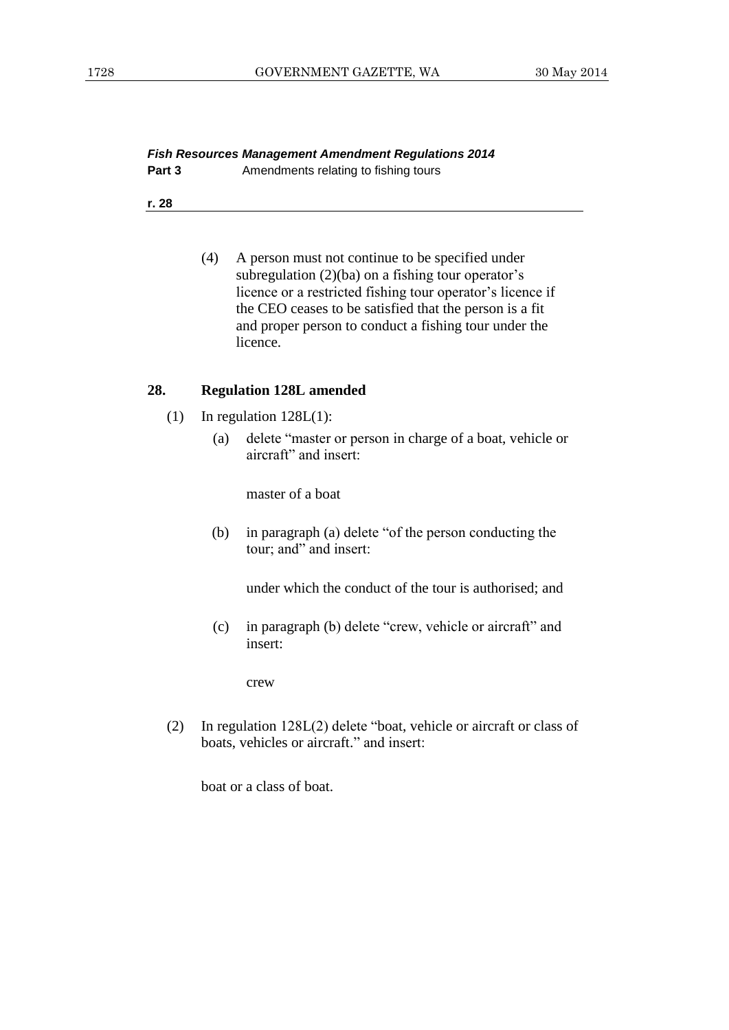(4) A person must not continue to be specified under subregulation (2)(ba) on a fishing tour operator's licence or a restricted fishing tour operator's licence if the CEO ceases to be satisfied that the person is a fit and proper person to conduct a fishing tour under the licence.

### 28. Regulation 128L amended

(1) In regulation 128L(1):

(a) delete "master or person in charge of a boat, vehicle or aircraft" and insert:

master of a boat

(b) in paragraph (a) delete "of the person conducting the tour; and" and insert:

under which the conduct of the tour is authorised; and

(c) in paragraph (b) delete "crew, vehicle or aircraft" and insert:

crew

(2) In regulation 128L(2) delete "boat, vehicle or aircraft or class of boats, vehicles or aircraft." and insert:

boat or a class of boat.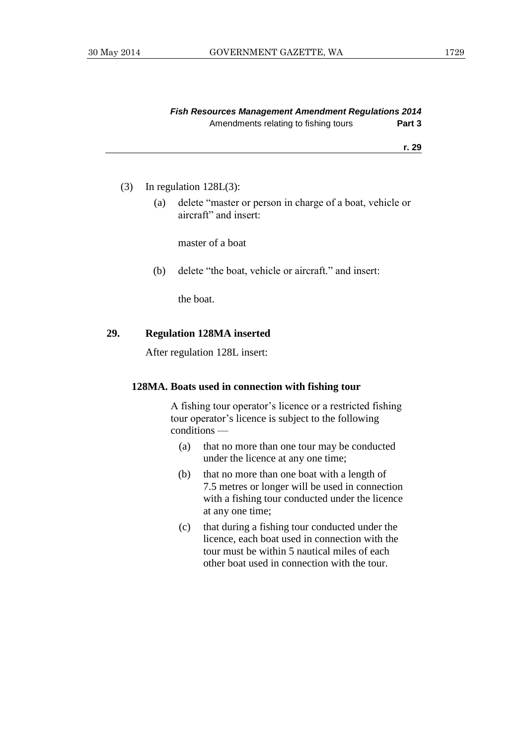(3) In regulation 128L(3):

(a) delete "master or person in charge of a boat, vehicle or aircraft" and insert:

master of a boat

(b) delete "the boat, vehicle or aircraft." and insert:

the boat.

## 29. Regulation 128MA inserted

After regulation 128L insert:

### 128MA. Boats used in connection with fishing tour

A fishing tour operator's licence or a restricted fishing tour operator's licence is subject to the following conditions —

(a) that no more than one tour may be conducted under the licence at any one time;

(b) that no more than one boat with a length of 7.5 metres or longer will be used in connection with a fishing tour conducted under the licence at any one time;

(c) that during a fishing tour conducted under the licence, each boat used in connection with the tour must be within 5 nautical miles of each other boat used in connection with the tour.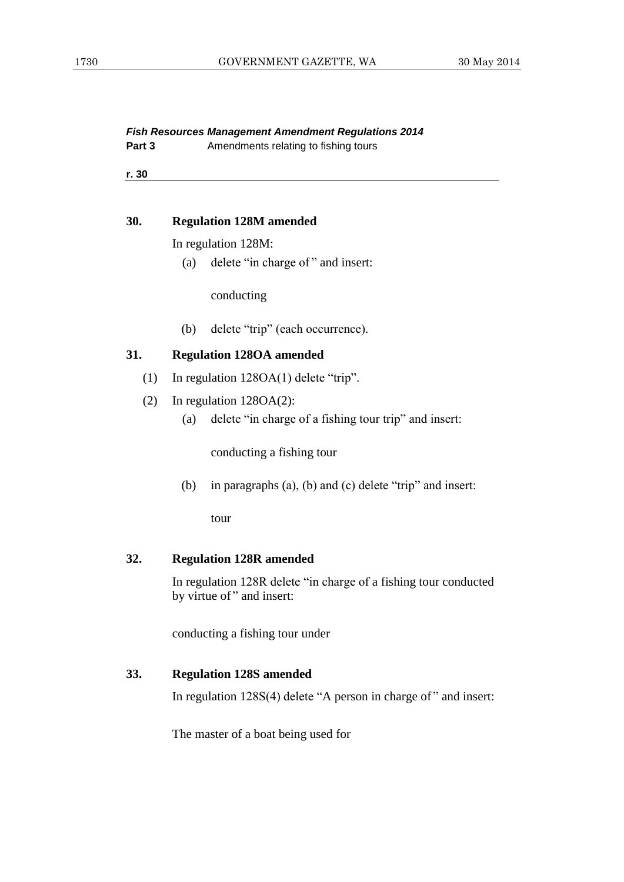*Fish Resources Management Amendment Regulations 2014*

**Part 3** Amendments relating to fishing tours

**r. 30**

### 30. Regulation 128M amended

In regulation 128M:

(a) delete "in charge of" and insert:

conducting

(b) delete "trip" (each occurrence).

### 31. Regulation 128OA amended

(1) In regulation 128OA(1) delete "trip".

(2) In regulation 128OA(2):

(a) delete "in charge of a fishing tour trip" and insert:

conducting a fishing tour

(b) in paragraphs (a), (b) and (c) delete "trip" and insert:

tour

### 32. Regulation 128R amended

In regulation 128R delete "in charge of a fishing tour conducted by virtue of" and insert:

conducting a fishing tour under

### 33. Regulation 128S amended

In regulation 128S(4) delete "A person in charge of" and insert:

The master of a boat being used for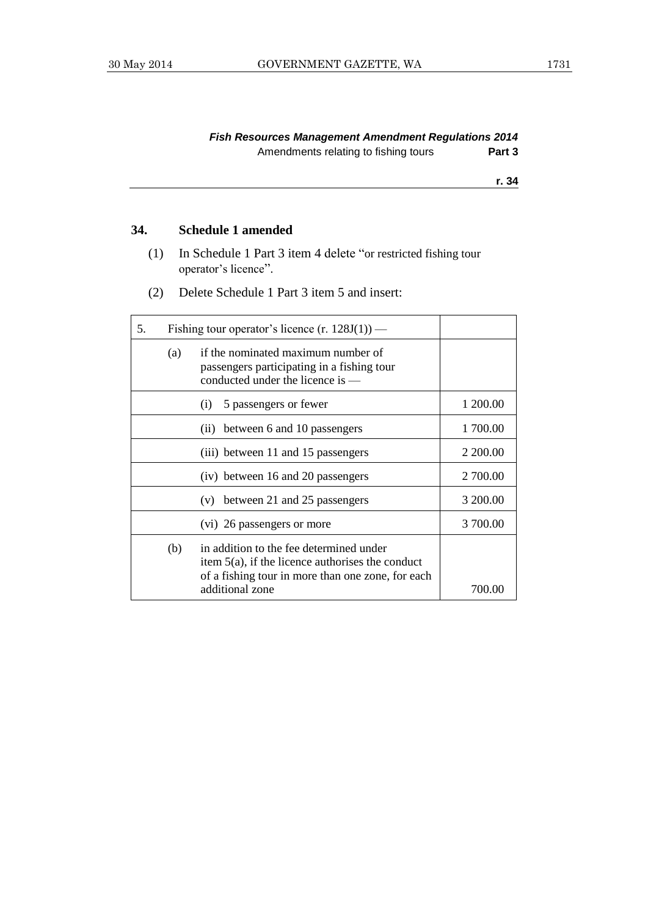*Fish Resources Management Amendment Regulations 2014*

Amendments relating to fishing tours **Part 3**

**r. 34**

### 34. Schedule 1 amended

(1) In Schedule 1 Part 3 item 4 delete "or restricted fishing tour operator's licence".

(2) Delete Schedule 1 Part 3 item 5 and insert:

| | |
|---|---|
| 5. Fishing tour operator's licence (r. 128J(1)) — | |
| (a) if the nominated maximum number of passengers participating in a fishing tour conducted under the licence is — | |
| (i) 5 passengers or fewer | 1 200.00 |
| (ii) between 6 and 10 passengers | 1 700.00 |
| (iii) between 11 and 15 passengers | 2 200.00 |
| (iv) between 16 and 20 passengers | 2 700.00 |
| (v) between 21 and 25 passengers | 3 200.00 |
| (vi) 26 passengers or more | 3 700.00 |
| (b) in addition to the fee determined under item 5(a), if the licence authorises the conduct of a fishing tour in more than one zone, for each additional zone | 700.00 |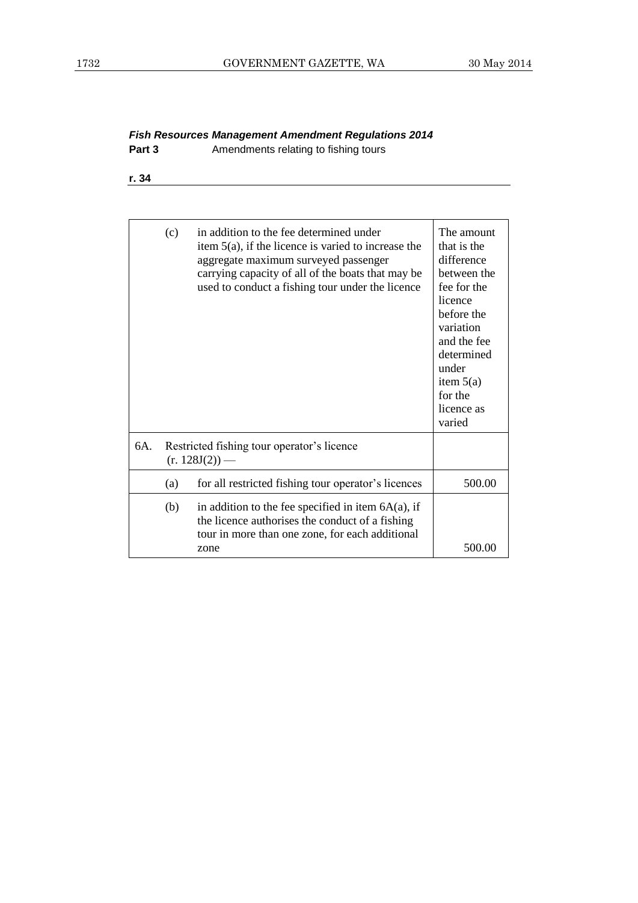*Fish Resources Management Amendment Regulations 2014*
**Part 3** Amendments relating to fishing tours

**r. 34**

| | | | |
|---|---|---|---|
| | (c) | in addition to the fee determined under item 5(a), if the licence is varied to increase the aggregate maximum surveyed passenger carrying capacity of all of the boats that may be used to conduct a fishing tour under the licence | The amount that is the difference between the fee for the licence before the variation and the fee determined under item 5(a) for the licence as varied |
| 6A. | Restricted fishing tour operator's licence (r. 128J(2)) — | | |
| | (a) | for all restricted fishing tour operator's licences | 500.00 |
| | (b) | in addition to the fee specified in item 6A(a), if the licence authorises the conduct of a fishing tour in more than one zone, for each additional zone | 500.00 |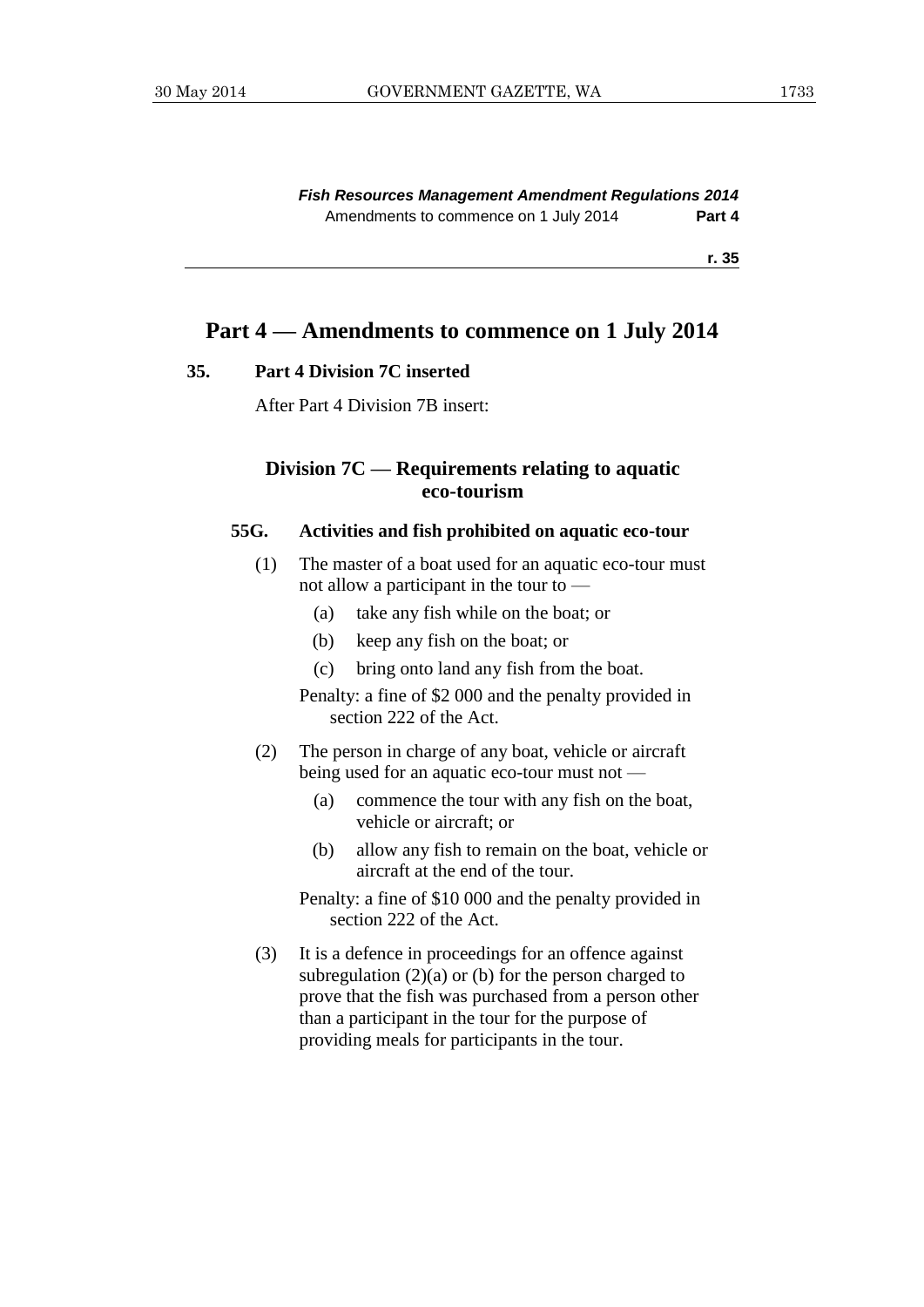# Part 4 — Amendments to commence on 1 July 2014

## 35. Part 4 Division 7C inserted

After Part 4 Division 7B insert:

### Division 7C — Requirements relating to aquatic eco-tourism

**55G. Activities and fish prohibited on aquatic eco-tour**

(1) The master of a boat used for an aquatic eco-tour must not allow a participant in the tour to —

(a) take any fish while on the boat; or

(b) keep any fish on the boat; or

(c) bring onto land any fish from the boat.

Penalty: a fine of $2 000 and the penalty provided in section 222 of the Act.

(2) The person in charge of any boat, vehicle or aircraft being used for an aquatic eco-tour must not —

(a) commence the tour with any fish on the boat, vehicle or aircraft; or

(b) allow any fish to remain on the boat, vehicle or aircraft at the end of the tour.

Penalty: a fine of $10 000 and the penalty provided in section 222 of the Act.

(3) It is a defence in proceedings for an offence against subregulation (2)(a) or (b) for the person charged to prove that the fish was purchased from a person other than a participant in the tour for the purpose of providing meals for participants in the tour.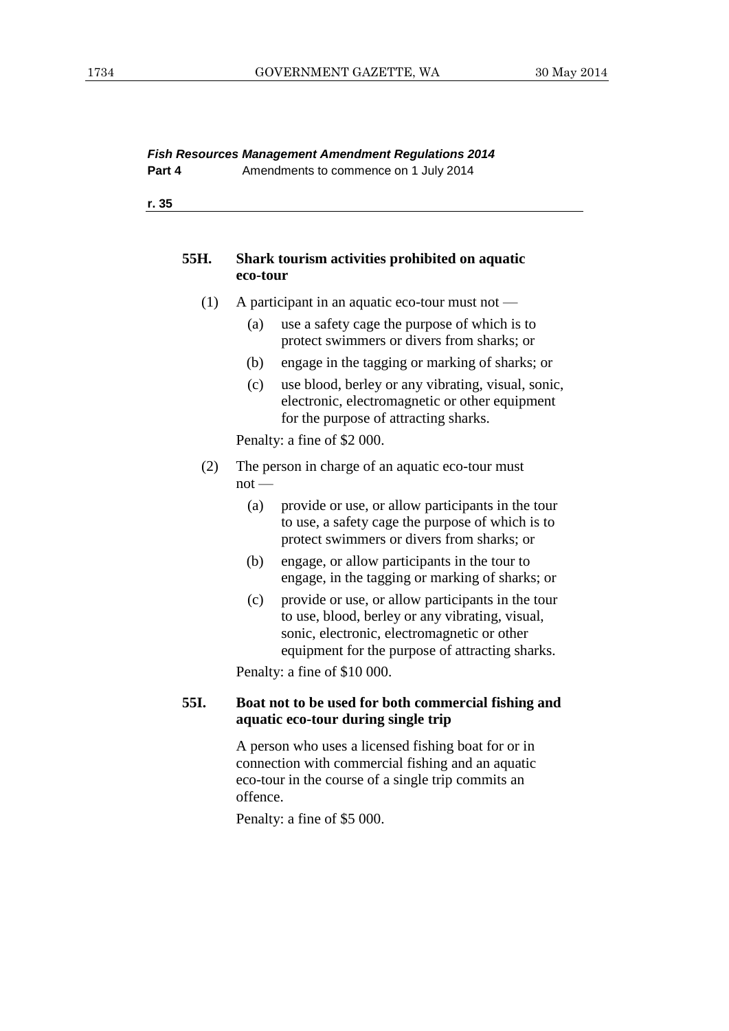**55H. Shark tourism activities prohibited on aquatic eco-tour**

(1) A participant in an aquatic eco-tour must not —

(a) use a safety cage the purpose of which is to protect swimmers or divers from sharks; or

(b) engage in the tagging or marking of sharks; or

(c) use blood, berley or any vibrating, visual, sonic, electronic, electromagnetic or other equipment for the purpose of attracting sharks.

Penalty: a fine of $2 000.

(2) The person in charge of an aquatic eco-tour must not —

(a) provide or use, or allow participants in the tour to use, a safety cage the purpose of which is to protect swimmers or divers from sharks; or

(b) engage, or allow participants in the tour to engage, in the tagging or marking of sharks; or

(c) provide or use, or allow participants in the tour to use, blood, berley or any vibrating, visual, sonic, electronic, electromagnetic or other equipment for the purpose of attracting sharks.

Penalty: a fine of $10 000.

**55I. Boat not to be used for both commercial fishing and aquatic eco-tour during single trip**

A person who uses a licensed fishing boat for or in connection with commercial fishing and an aquatic eco-tour in the course of a single trip commits an offence.

Penalty: a fine of $5 000.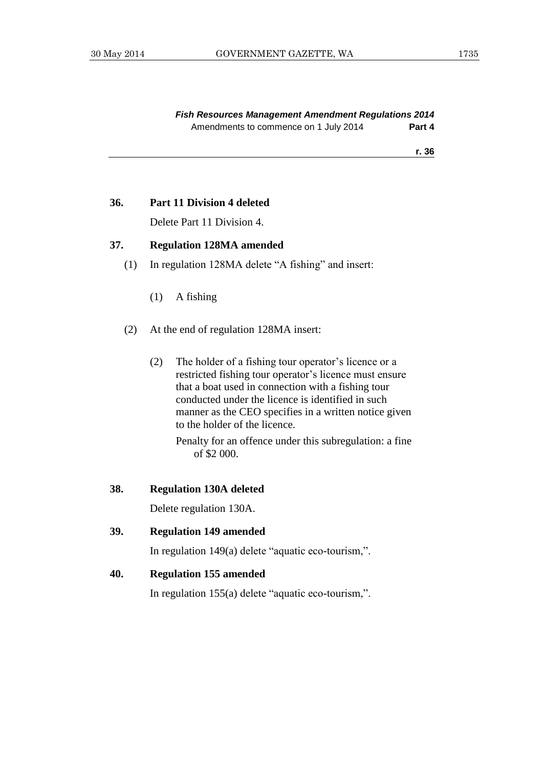### 36. Part 11 Division 4 deleted

Delete Part 11 Division 4.

### 37. Regulation 128MA amended

(1) In regulation 128MA delete "A fishing" and insert:

> (1) A fishing

(2) At the end of regulation 128MA insert:

> (2) The holder of a fishing tour operator's licence or a restricted fishing tour operator's licence must ensure that a boat used in connection with a fishing tour conducted under the licence is identified in such manner as the CEO specifies in a written notice given to the holder of the licence.
>
> Penalty for an offence under this subregulation: a fine of $2 000.

### 38. Regulation 130A deleted

Delete regulation 130A.

### 39. Regulation 149 amended

In regulation 149(a) delete "aquatic eco-tourism,".

### 40. Regulation 155 amended

In regulation 155(a) delete "aquatic eco-tourism,".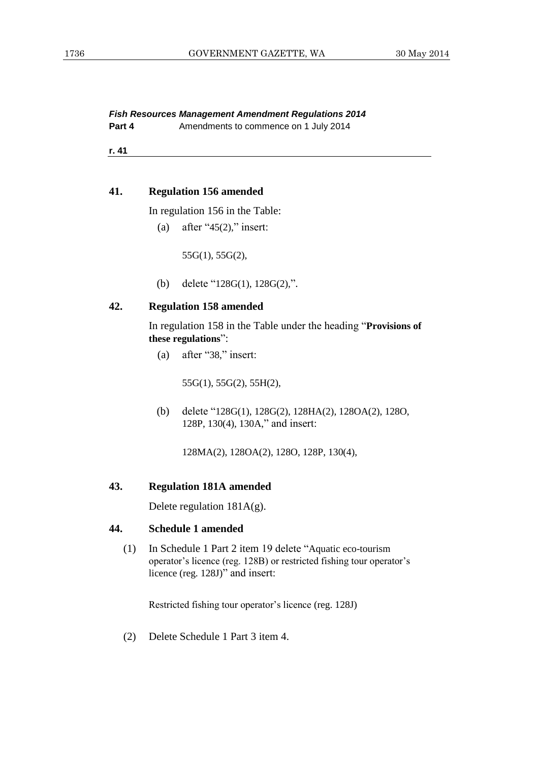***Fish Resources Management Amendment Regulations 2014***
**Part 4** Amendments to commence on 1 July 2014

**r. 41**

### 41. Regulation 156 amended

In regulation 156 in the Table:

(a) after "45(2)," insert:

55G(1), 55G(2),

(b) delete "128G(1), 128G(2),".

### 42. Regulation 158 amended

In regulation 158 in the Table under the heading "**Provisions of these regulations**":

(a) after "38," insert:

55G(1), 55G(2), 55H(2),

(b) delete "128G(1), 128G(2), 128HA(2), 128OA(2), 128O, 128P, 130(4), 130A," and insert:

128MA(2), 128OA(2), 128O, 128P, 130(4),

### 43. Regulation 181A amended

Delete regulation 181A(g).

### 44. Schedule 1 amended

(1) In Schedule 1 Part 2 item 19 delete "Aquatic eco-tourism operator's licence (reg. 128B) or restricted fishing tour operator's licence (reg. 128J)" and insert:

Restricted fishing tour operator's licence (reg. 128J)

(2) Delete Schedule 1 Part 3 item 4.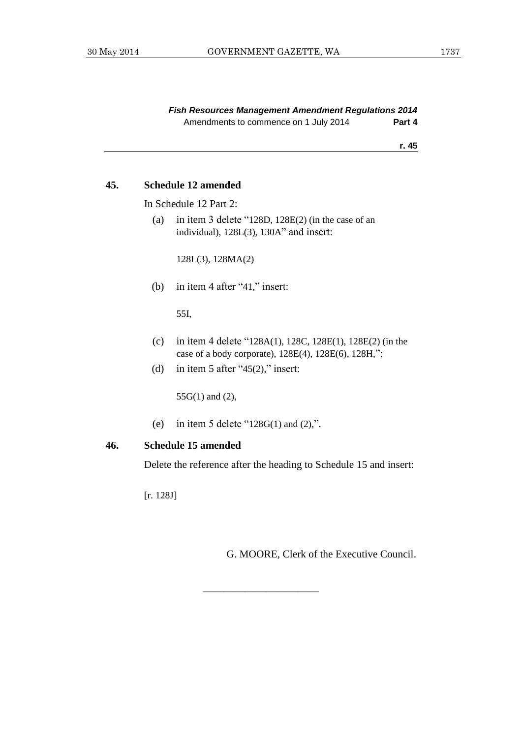### 45. Schedule 12 amended

In Schedule 12 Part 2:

(a) in item 3 delete "128D, 128E(2) (in the case of an individual), 128L(3), 130A" and insert:

128L(3), 128MA(2)

(b) in item 4 after "41," insert:

55I,

(c) in item 4 delete "128A(1), 128C, 128E(1), 128E(2) (in the case of a body corporate), 128E(4), 128E(6), 128H,";

(d) in item 5 after "45(2)," insert:

55G(1) and (2),

(e) in item 5 delete "128G(1) and (2),".

### 46. Schedule 15 amended

Delete the reference after the heading to Schedule 15 and insert:

[r. 128J]

G. MOORE, Clerk of the Executive Council.

---